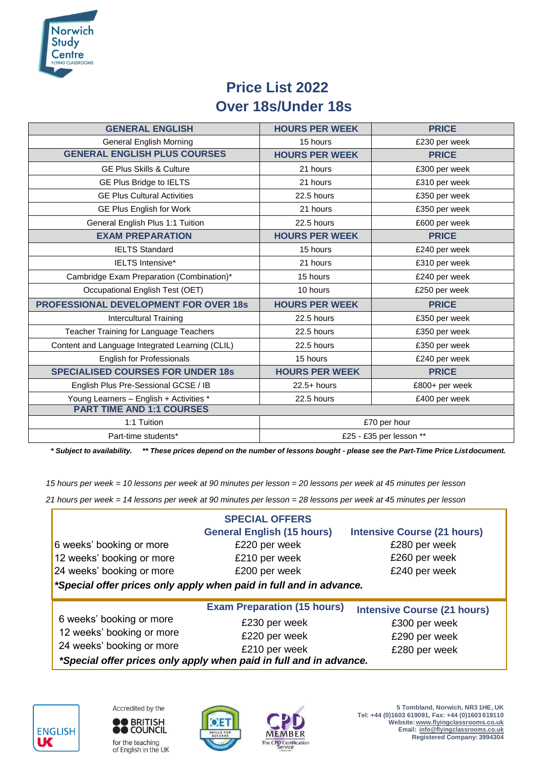Norwich Study Centre
FLYING CLASSROOMS

# Price List 2022
## Over 18s/Under 18s

| GENERAL ENGLISH | HOURS PER WEEK | PRICE |
|---|---|---|
| General English Morning | 15 hours | £230 per week |
| **GENERAL ENGLISH PLUS COURSES** | **HOURS PER WEEK** | **PRICE** |
| GE Plus Skills & Culture | 21 hours | £300 per week |
| GE Plus Bridge to IELTS | 21 hours | £310 per week |
| GE Plus Cultural Activities | 22.5 hours | £350 per week |
| GE Plus English for Work | 21 hours | £350 per week |
| General English Plus 1:1 Tuition | 22.5 hours | £600 per week |
| **EXAM PREPARATION** | **HOURS PER WEEK** | **PRICE** |
| IELTS Standard | 15 hours | £240 per week |
| IELTS Intensive* | 21 hours | £310 per week |
| Cambridge Exam Preparation (Combination)* | 15 hours | £240 per week |
| Occupational English Test (OET) | 10 hours | £250 per week |
| **PROFESSIONAL DEVELOPMENT FOR OVER 18s** | **HOURS PER WEEK** | **PRICE** |
| Intercultural Training | 22.5 hours | £350 per week |
| Teacher Training for Language Teachers | 22.5 hours | £350 per week |
| Content and Language Integrated Learning (CLIL) | 22.5 hours | £350 per week |
| English for Professionals | 15 hours | £240 per week |
| **SPECIALISED COURSES FOR UNDER 18s** | **HOURS PER WEEK** | **PRICE** |
| English Plus Pre-Sessional GCSE / IB | 22.5+ hours | £800+ per week |
| Young Learners – English + Activities * | 22.5 hours | £400 per week |
| **PART TIME AND 1:1 COURSES** | | |
| 1:1 Tuition | £70 per hour | |
| Part-time students* | £25 - £35 per lesson ** | |

***\* Subject to availability. \*\* These prices depend on the number of lessons bought - please see the Part-Time Price List document.***

*15 hours per week = 10 lessons per week at 90 minutes per lesson = 20 lessons per week at 45 minutes per lesson*

*21 hours per week = 14 lessons per week at 90 minutes per lesson = 28 lessons per week at 45 minutes per lesson*

### SPECIAL OFFERS

| | General English (15 hours) | Intensive Course (21 hours) |
|---|---|---|
| 6 weeks' booking or more | £220 per week | £280 per week |
| 12 weeks' booking or more | £210 per week | £260 per week |
| 24 weeks' booking or more | £200 per week | £240 per week |

***\*Special offer prices only apply when paid in full and in advance.***

| | Exam Preparation (15 hours) | Intensive Course (21 hours) |
|---|---|---|
| 6 weeks' booking or more | £230 per week | £300 per week |
| 12 weeks' booking or more | £220 per week | £290 per week |
| 24 weeks' booking or more | £210 per week | £280 per week |

***\*Special offer prices only apply when paid in full and in advance.***

ENGLISH UK

Accredited by the BRITISH COUNCIL for the teaching of English in the UK

CET SKILLS FOR SUCCESS

CPD MEMBER The CPD Certification Service

**5 Tombland, Norwich, NR3 1HE, UK**
**Tel: +44 (0)1603 619091, Fax: +44 (0)1603 619110**
**Website: www.flyingclassrooms.co.uk**
**Email: info@flyingclassrooms.co.uk**
**Registered Company: 3994304**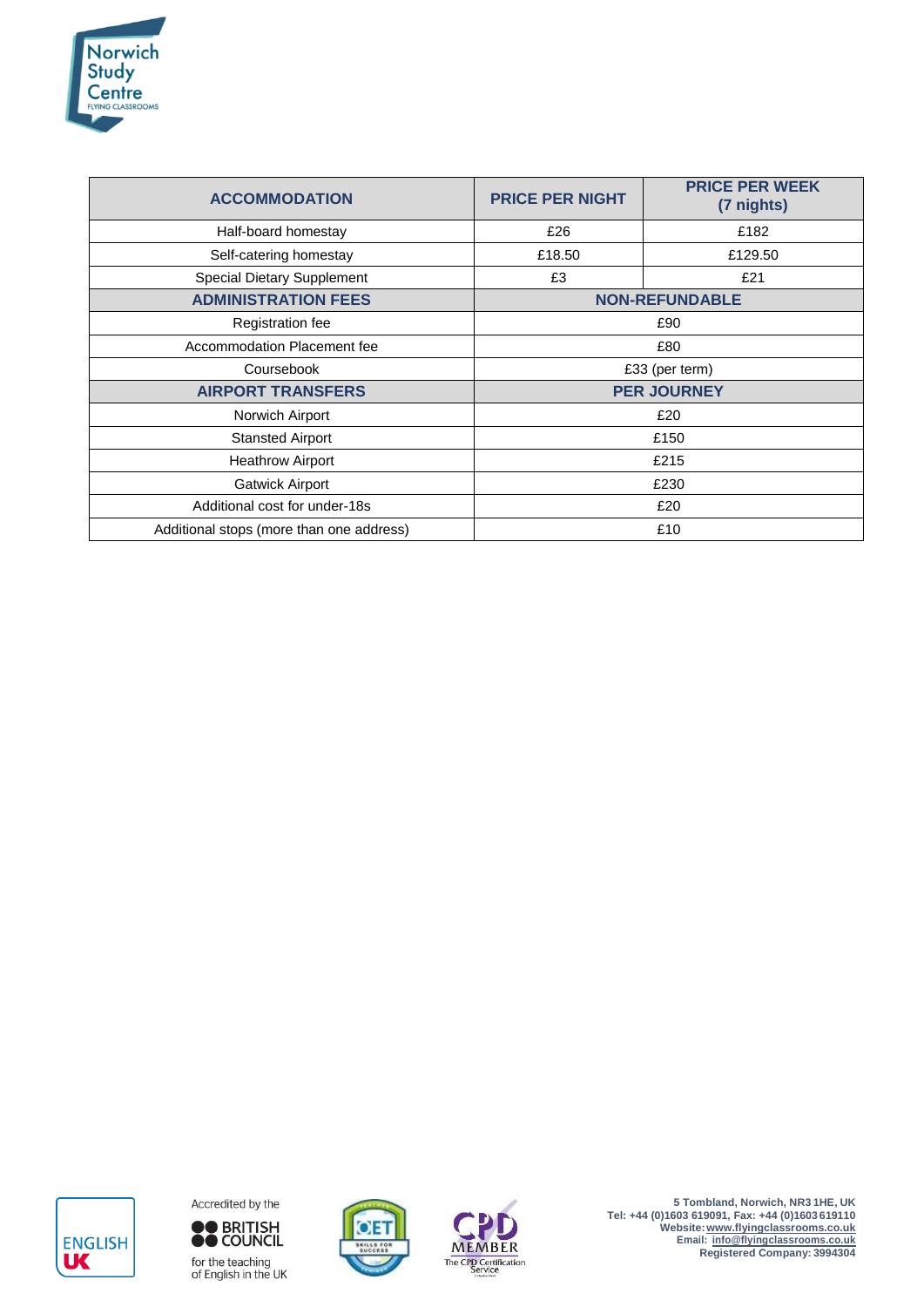| ACCOMMODATION | PRICE PER NIGHT | PRICE PER WEEK (7 nights) |
|---|---|---|
| Half-board homestay | £26 | £182 |
| Self-catering homestay | £18.50 | £129.50 |
| Special Dietary Supplement | £3 | £21 |
| **ADMINISTRATION FEES** | **NON-REFUNDABLE** | |
| Registration fee | £90 | |
| Accommodation Placement fee | £80 | |
| Coursebook | £33 (per term) | |
| **AIRPORT TRANSFERS** | **PER JOURNEY** | |
| Norwich Airport | £20 | |
| Stansted Airport | £150 | |
| Heathrow Airport | £215 | |
| Gatwick Airport | £230 | |
| Additional cost for under-18s | £20 | |
| Additional stops (more than one address) | £10 | |

Accredited by the BRITISH COUNCIL for the teaching of English in the UK

**5 Tombland, Norwich, NR3 1HE, UK**
**Tel: +44 (0)1603 619091, Fax: +44 (0)1603 619110**
**Website: www.flyingclassrooms.co.uk**
**Email: info@flyingclassrooms.co.uk**
**Registered Company: 3994304**